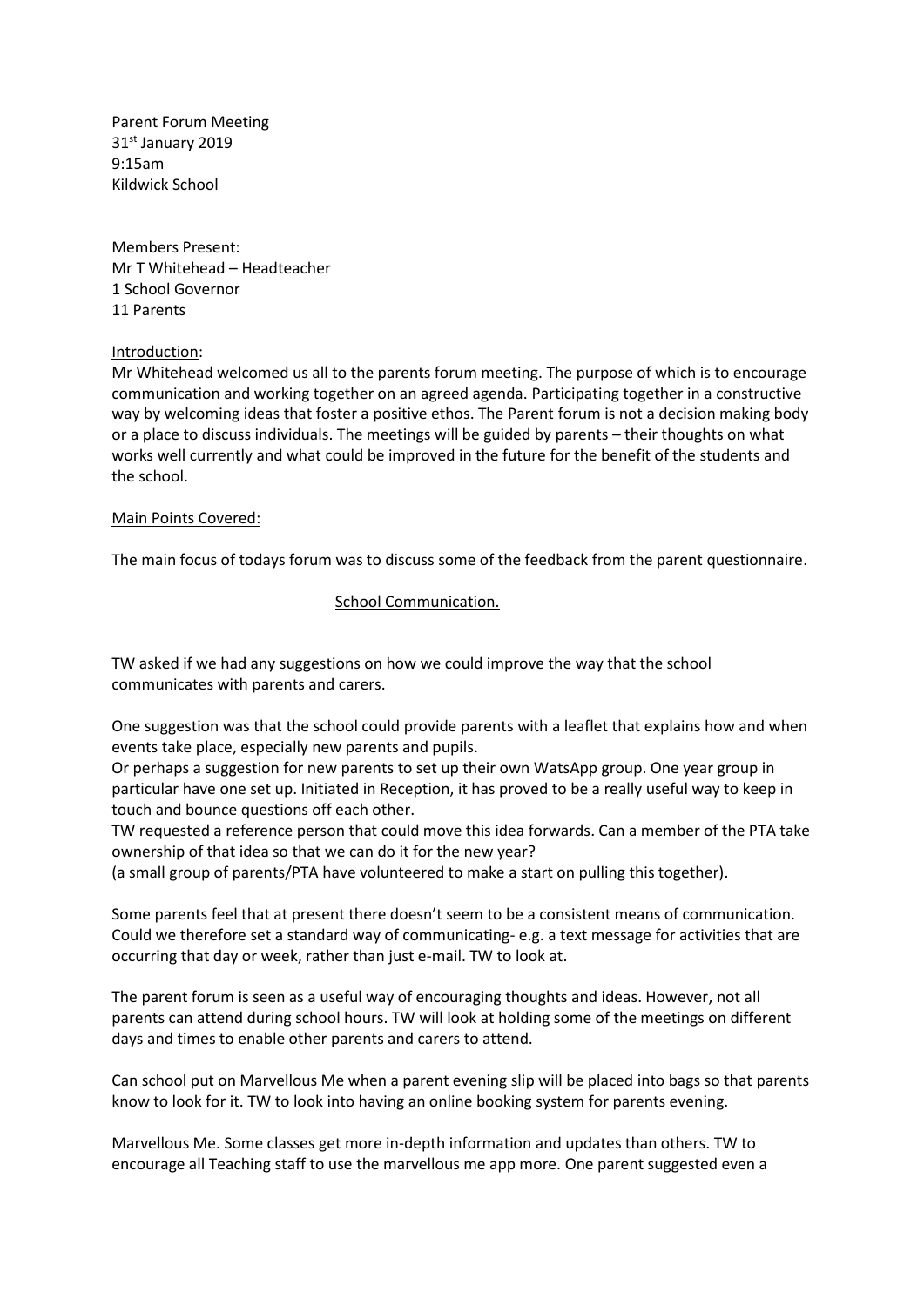Parent Forum Meeting
31st January 2019
9:15am
Kildwick School

Members Present:
Mr T Whitehead – Headteacher
1 School Governor
11 Parents

Introduction:

Mr Whitehead welcomed us all to the parents forum meeting. The purpose of which is to encourage communication and working together on an agreed agenda. Participating together in a constructive way by welcoming ideas that foster a positive ethos. The Parent forum is not a decision making body or a place to discuss individuals. The meetings will be guided by parents – their thoughts on what works well currently and what could be improved in the future for the benefit of the students and the school.

Main Points Covered:

The main focus of todays forum was to discuss some of the feedback from the parent questionnaire.

## School Communication.

TW asked if we had any suggestions on how we could improve the way that the school communicates with parents and carers.

One suggestion was that the school could provide parents with a leaflet that explains how and when events take place, especially new parents and pupils.

Or perhaps a suggestion for new parents to set up their own WatsApp group. One year group in particular have one set up. Initiated in Reception, it has proved to be a really useful way to keep in touch and bounce questions off each other.

TW requested a reference person that could move this idea forwards. Can a member of the PTA take ownership of that idea so that we can do it for the new year?

(a small group of parents/PTA have volunteered to make a start on pulling this together).

Some parents feel that at present there doesn't seem to be a consistent means of communication. Could we therefore set a standard way of communicating- e.g. a text message for activities that are occurring that day or week, rather than just e-mail. TW to look at.

The parent forum is seen as a useful way of encouraging thoughts and ideas. However, not all parents can attend during school hours. TW will look at holding some of the meetings on different days and times to enable other parents and carers to attend.

Can school put on Marvellous Me when a parent evening slip will be placed into bags so that parents know to look for it. TW to look into having an online booking system for parents evening.

Marvellous Me. Some classes get more in-depth information and updates than others. TW to encourage all Teaching staff to use the marvellous me app more. One parent suggested even a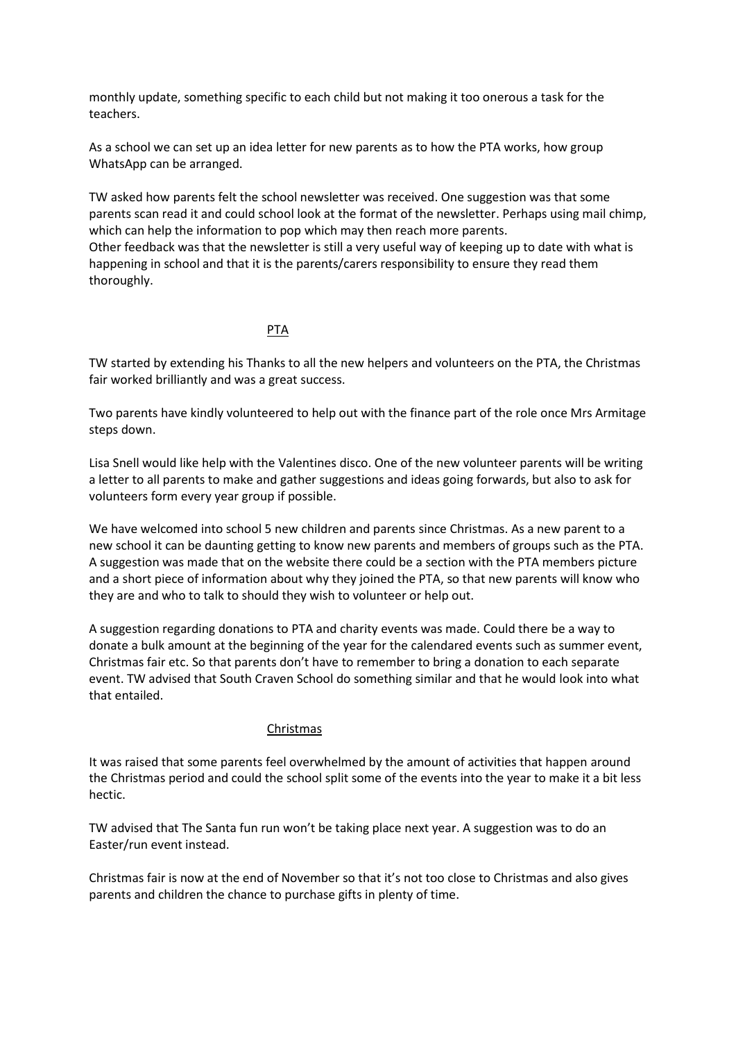monthly update, something specific to each child but not making it too onerous a task for the teachers.

As a school we can set up an idea letter for new parents as to how the PTA works, how group WhatsApp can be arranged.

TW asked how parents felt the school newsletter was received. One suggestion was that some parents scan read it and could school look at the format of the newsletter. Perhaps using mail chimp, which can help the information to pop which may then reach more parents.
Other feedback was that the newsletter is still a very useful way of keeping up to date with what is happening in school and that it is the parents/carers responsibility to ensure they read them thoroughly.

## PTA

TW started by extending his Thanks to all the new helpers and volunteers on the PTA, the Christmas fair worked brilliantly and was a great success.

Two parents have kindly volunteered to help out with the finance part of the role once Mrs Armitage steps down.

Lisa Snell would like help with the Valentines disco. One of the new volunteer parents will be writing a letter to all parents to make and gather suggestions and ideas going forwards, but also to ask for volunteers form every year group if possible.

We have welcomed into school 5 new children and parents since Christmas. As a new parent to a new school it can be daunting getting to know new parents and members of groups such as the PTA. A suggestion was made that on the website there could be a section with the PTA members picture and a short piece of information about why they joined the PTA, so that new parents will know who they are and who to talk to should they wish to volunteer or help out.

A suggestion regarding donations to PTA and charity events was made. Could there be a way to donate a bulk amount at the beginning of the year for the calendared events such as summer event, Christmas fair etc. So that parents don't have to remember to bring a donation to each separate event. TW advised that South Craven School do something similar and that he would look into what that entailed.

## Christmas

It was raised that some parents feel overwhelmed by the amount of activities that happen around the Christmas period and could the school split some of the events into the year to make it a bit less hectic.

TW advised that The Santa fun run won't be taking place next year. A suggestion was to do an Easter/run event instead.

Christmas fair is now at the end of November so that it's not too close to Christmas and also gives parents and children the chance to purchase gifts in plenty of time.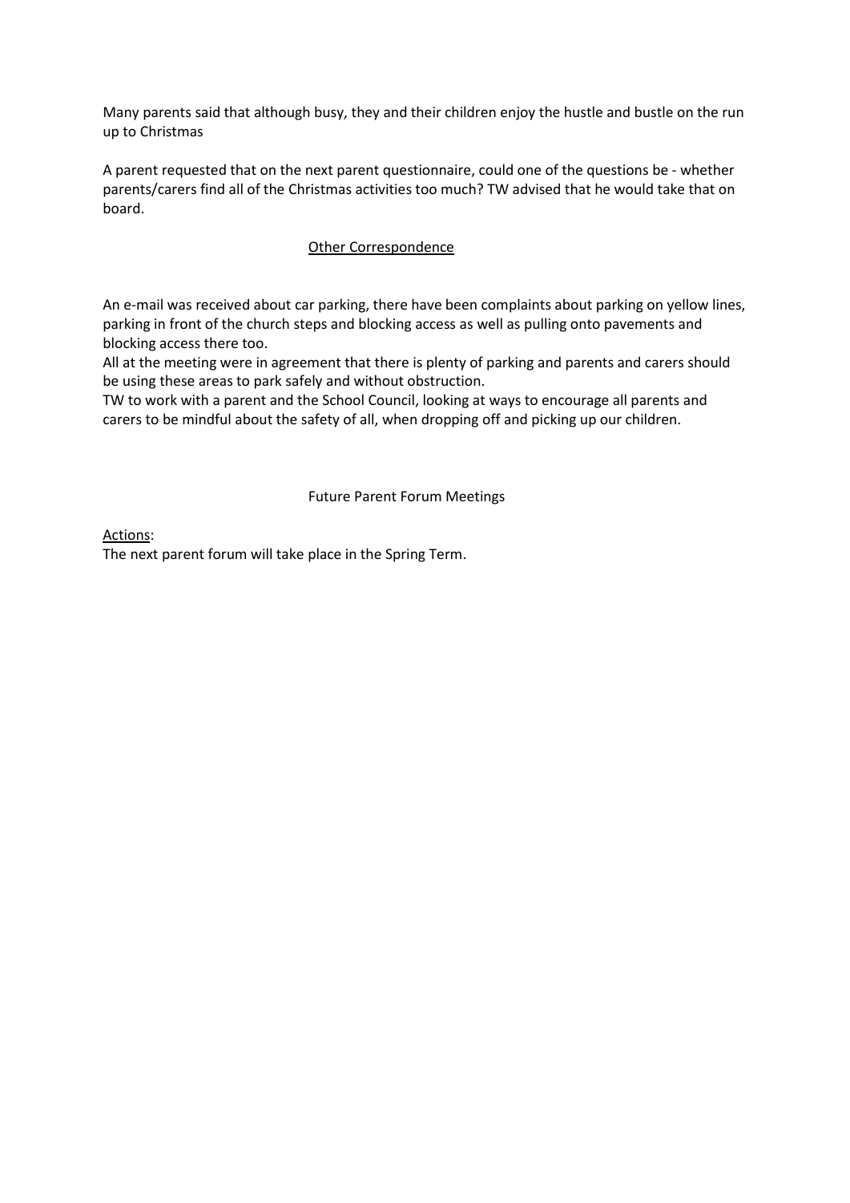Many parents said that although busy, they and their children enjoy the hustle and bustle on the run up to Christmas

A parent requested that on the next parent questionnaire, could one of the questions be - whether parents/carers find all of the Christmas activities too much? TW advised that he would take that on board.

## Other Correspondence

An e-mail was received about car parking, there have been complaints about parking on yellow lines, parking in front of the church steps and blocking access as well as pulling onto pavements and blocking access there too.
All at the meeting were in agreement that there is plenty of parking and parents and carers should be using these areas to park safely and without obstruction.
TW to work with a parent and the School Council, looking at ways to encourage all parents and carers to be mindful about the safety of all, when dropping off and picking up our children.

## Future Parent Forum Meetings

Actions:
The next parent forum will take place in the Spring Term.